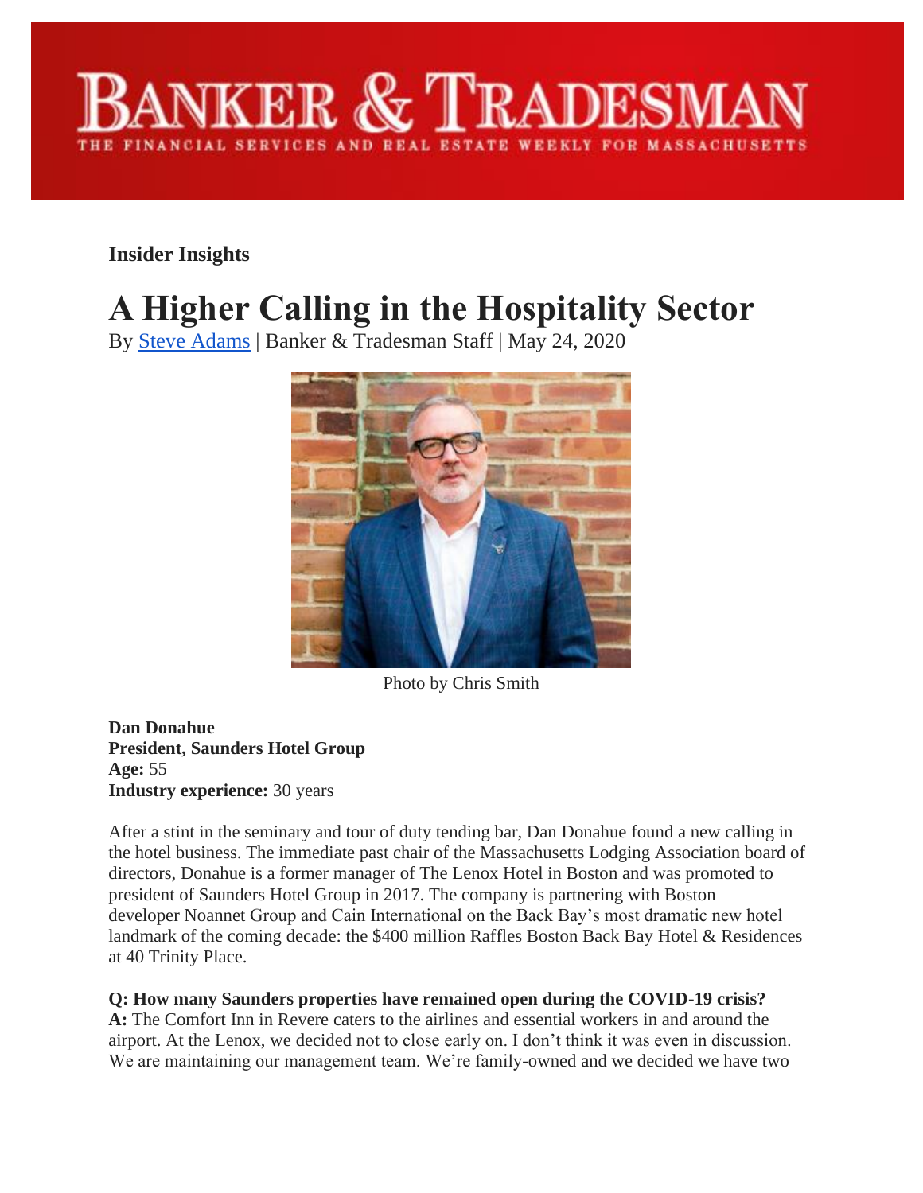# BANKER & TRADESMAN

THE FINANCIAL SERVICES AND REAL ESTATE WEEKLY FOR MASSACHUSETTS

**Insider Insights**

# A Higher Calling in the Hospitality Sector

By Steve Adams | Banker & Tradesman Staff | May 24, 2020

Photo by Chris Smith

**Dan Donahue**
**President, Saunders Hotel Group**
**Age:** 55
**Industry experience:** 30 years

After a stint in the seminary and tour of duty tending bar, Dan Donahue found a new calling in the hotel business. The immediate past chair of the Massachusetts Lodging Association board of directors, Donahue is a former manager of The Lenox Hotel in Boston and was promoted to president of Saunders Hotel Group in 2017. The company is partnering with Boston developer Noannet Group and Cain International on the Back Bay's most dramatic new hotel landmark of the coming decade: the $400 million Raffles Boston Back Bay Hotel & Residences at 40 Trinity Place.

**Q: How many Saunders properties have remained open during the COVID-19 crisis?**
**A:** The Comfort Inn in Revere caters to the airlines and essential workers in and around the airport. At the Lenox, we decided not to close early on. I don't think it was even in discussion. We are maintaining our management team. We're family-owned and we decided we have two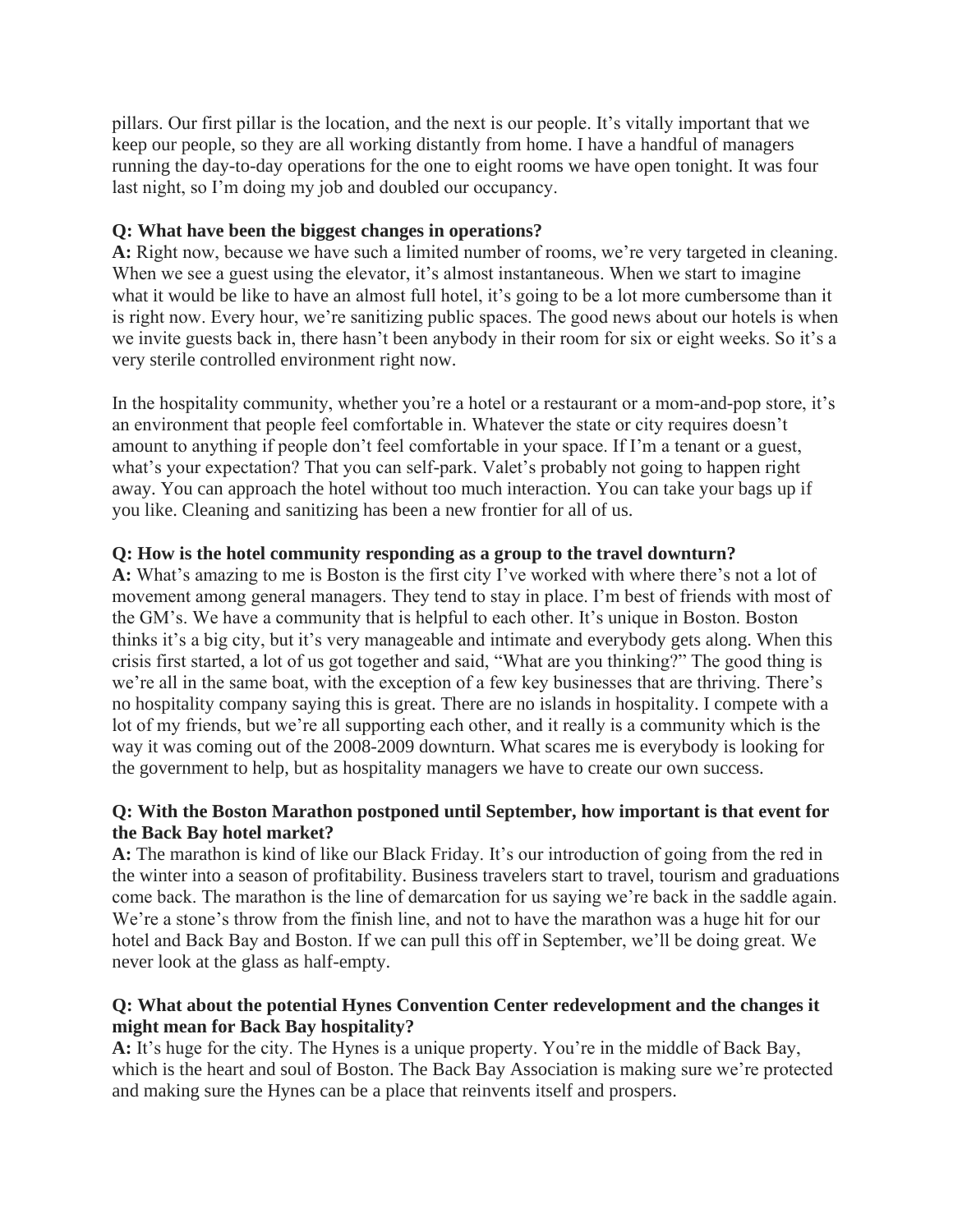pillars. Our first pillar is the location, and the next is our people. It's vitally important that we keep our people, so they are all working distantly from home. I have a handful of managers running the day-to-day operations for the one to eight rooms we have open tonight. It was four last night, so I'm doing my job and doubled our occupancy.

**Q: What have been the biggest changes in operations?**
**A:** Right now, because we have such a limited number of rooms, we're very targeted in cleaning. When we see a guest using the elevator, it's almost instantaneous. When we start to imagine what it would be like to have an almost full hotel, it's going to be a lot more cumbersome than it is right now. Every hour, we're sanitizing public spaces. The good news about our hotels is when we invite guests back in, there hasn't been anybody in their room for six or eight weeks. So it's a very sterile controlled environment right now.

In the hospitality community, whether you're a hotel or a restaurant or a mom-and-pop store, it's an environment that people feel comfortable in. Whatever the state or city requires doesn't amount to anything if people don't feel comfortable in your space. If I'm a tenant or a guest, what's your expectation? That you can self-park. Valet's probably not going to happen right away. You can approach the hotel without too much interaction. You can take your bags up if you like. Cleaning and sanitizing has been a new frontier for all of us.

**Q: How is the hotel community responding as a group to the travel downturn?**
**A:** What's amazing to me is Boston is the first city I've worked with where there's not a lot of movement among general managers. They tend to stay in place. I'm best of friends with most of the GM's. We have a community that is helpful to each other. It's unique in Boston. Boston thinks it's a big city, but it's very manageable and intimate and everybody gets along. When this crisis first started, a lot of us got together and said, "What are you thinking?" The good thing is we're all in the same boat, with the exception of a few key businesses that are thriving. There's no hospitality company saying this is great. There are no islands in hospitality. I compete with a lot of my friends, but we're all supporting each other, and it really is a community which is the way it was coming out of the 2008-2009 downturn. What scares me is everybody is looking for the government to help, but as hospitality managers we have to create our own success.

**Q: With the Boston Marathon postponed until September, how important is that event for the Back Bay hotel market?**
**A:** The marathon is kind of like our Black Friday. It's our introduction of going from the red in the winter into a season of profitability. Business travelers start to travel, tourism and graduations come back. The marathon is the line of demarcation for us saying we're back in the saddle again. We're a stone's throw from the finish line, and not to have the marathon was a huge hit for our hotel and Back Bay and Boston. If we can pull this off in September, we'll be doing great. We never look at the glass as half-empty.

**Q: What about the potential Hynes Convention Center redevelopment and the changes it might mean for Back Bay hospitality?**
**A:** It's huge for the city. The Hynes is a unique property. You're in the middle of Back Bay, which is the heart and soul of Boston. The Back Bay Association is making sure we're protected and making sure the Hynes can be a place that reinvents itself and prospers.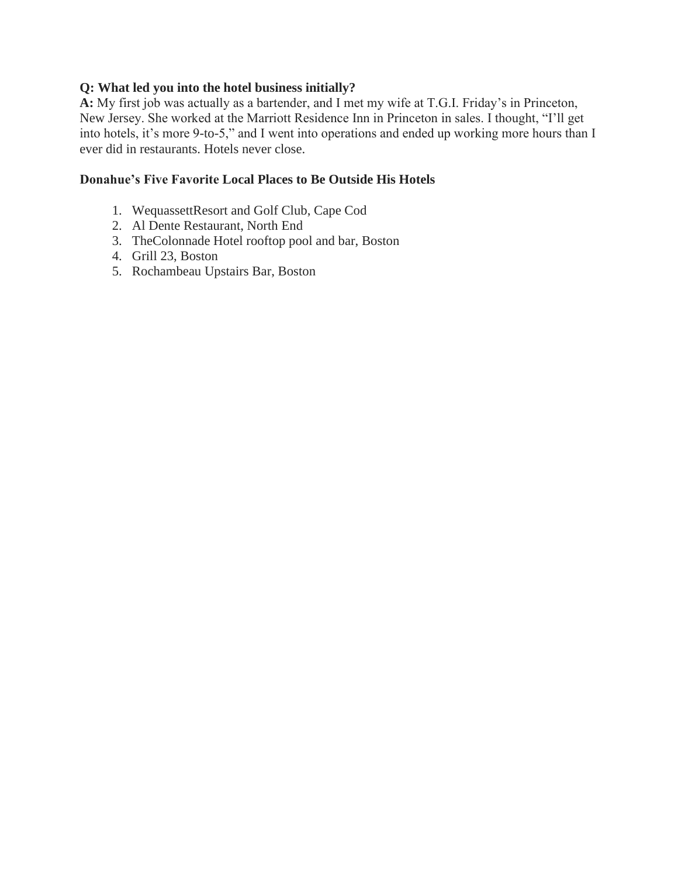**Q: What led you into the hotel business initially?**
**A:** My first job was actually as a bartender, and I met my wife at T.G.I. Friday's in Princeton, New Jersey. She worked at the Marriott Residence Inn in Princeton in sales. I thought, "I'll get into hotels, it's more 9-to-5," and I went into operations and ended up working more hours than I ever did in restaurants. Hotels never close.

**Donahue's Five Favorite Local Places to Be Outside His Hotels**

1. WequassettResort and Golf Club, Cape Cod
2. Al Dente Restaurant, North End
3. TheColonnade Hotel rooftop pool and bar, Boston
4. Grill 23, Boston
5. Rochambeau Upstairs Bar, Boston